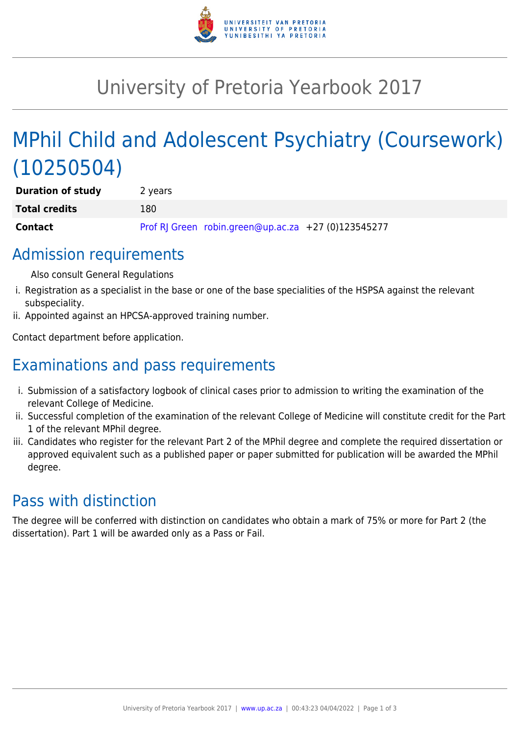# University of Pretoria Yearbook 2017

# MPhil Child and Adolescent Psychiatry (Coursework) (10250504)

| Duration of study | 2 years |
|---|---|
| **Total credits** | 180 |
| **Contact** | Prof RJ Green robin.green@up.ac.za +27 (0)123545277 |

## Admission requirements

Also consult General Regulations

i. Registration as a specialist in the base or one of the base specialities of the HSPSA against the relevant subspeciality.
ii. Appointed against an HPCSA-approved training number.

Contact department before application.

## Examinations and pass requirements

i. Submission of a satisfactory logbook of clinical cases prior to admission to writing the examination of the relevant College of Medicine.
ii. Successful completion of the examination of the relevant College of Medicine will constitute credit for the Part 1 of the relevant MPhil degree.
iii. Candidates who register for the relevant Part 2 of the MPhil degree and complete the required dissertation or approved equivalent such as a published paper or paper submitted for publication will be awarded the MPhil degree.

## Pass with distinction

The degree will be conferred with distinction on candidates who obtain a mark of 75% or more for Part 2 (the dissertation). Part 1 will be awarded only as a Pass or Fail.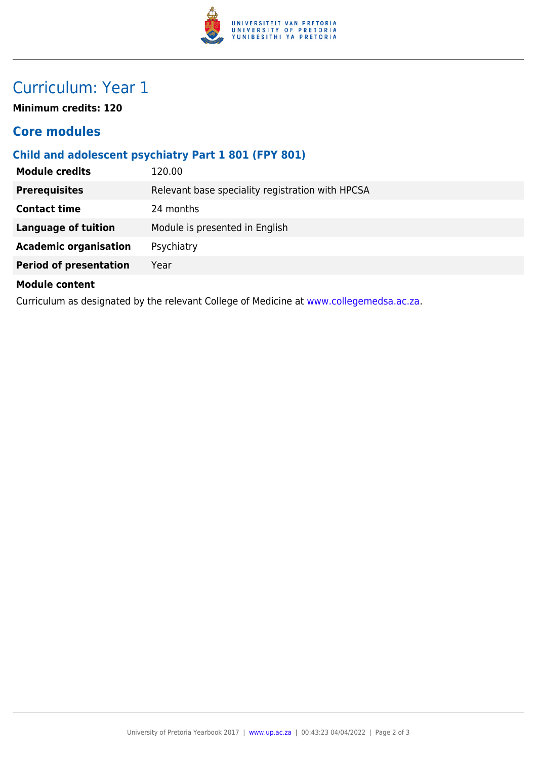# Curriculum: Year 1

**Minimum credits: 120**

## Core modules

### Child and adolescent psychiatry Part 1 801 (FPY 801)

| | |
|---|---|
| **Module credits** | 120.00 |
| **Prerequisites** | Relevant base speciality registration with HPCSA |
| **Contact time** | 24 months |
| **Language of tuition** | Module is presented in English |
| **Academic organisation** | Psychiatry |
| **Period of presentation** | Year |

**Module content**

Curriculum as designated by the relevant College of Medicine at www.collegemedsa.ac.za.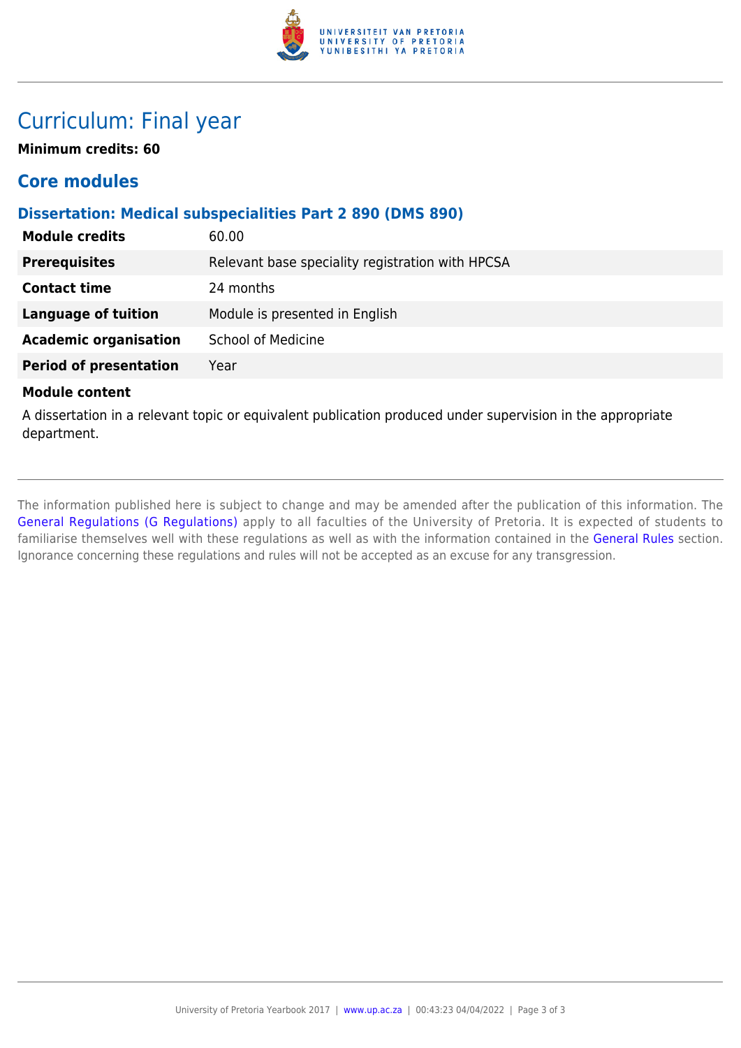# Curriculum: Final year

**Minimum credits: 60**

## Core modules

### Dissertation: Medical subspecialities Part 2 890 (DMS 890)

| | |
|---|---|
| **Module credits** | 60.00 |
| **Prerequisites** | Relevant base speciality registration with HPCSA |
| **Contact time** | 24 months |
| **Language of tuition** | Module is presented in English |
| **Academic organisation** | School of Medicine |
| **Period of presentation** | Year |

**Module content**

A dissertation in a relevant topic or equivalent publication produced under supervision in the appropriate department.

The information published here is subject to change and may be amended after the publication of this information. The General Regulations (G Regulations) apply to all faculties of the University of Pretoria. It is expected of students to familiarise themselves well with these regulations as well as with the information contained in the General Rules section. Ignorance concerning these regulations and rules will not be accepted as an excuse for any transgression.